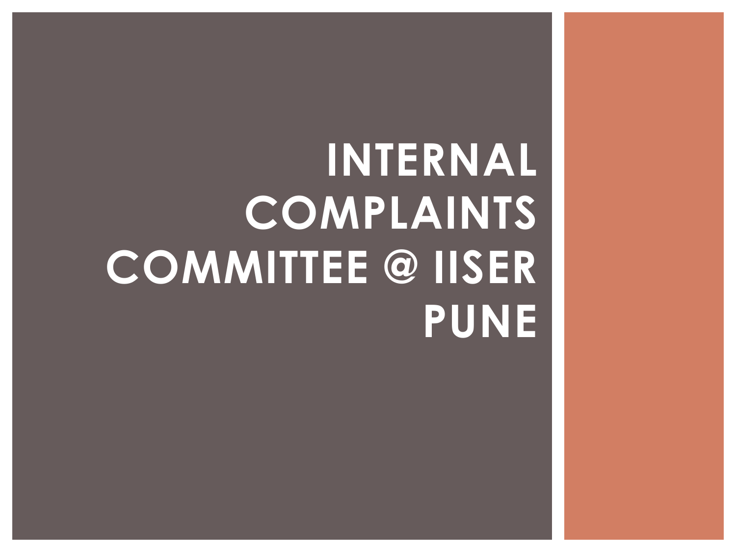# INTERNAL COMPLAINTS COMMITTEE @ IISER PUNE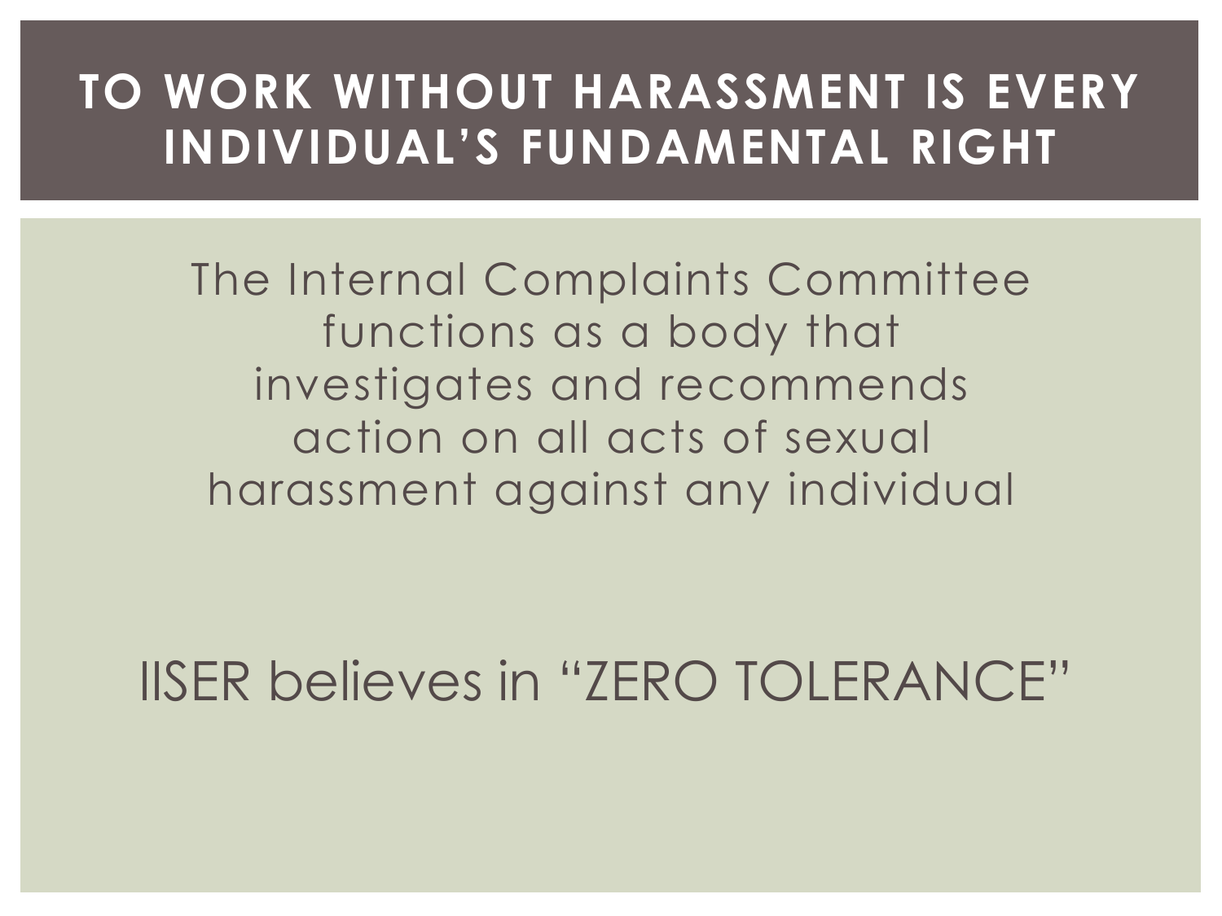# TO WORK WITHOUT HARASSMENT IS EVERY INDIVIDUAL'S FUNDAMENTAL RIGHT

The Internal Complaints Committee functions as a body that investigates and recommends action on all acts of sexual harassment against any individual

IISER believes in "ZERO TOLERANCE"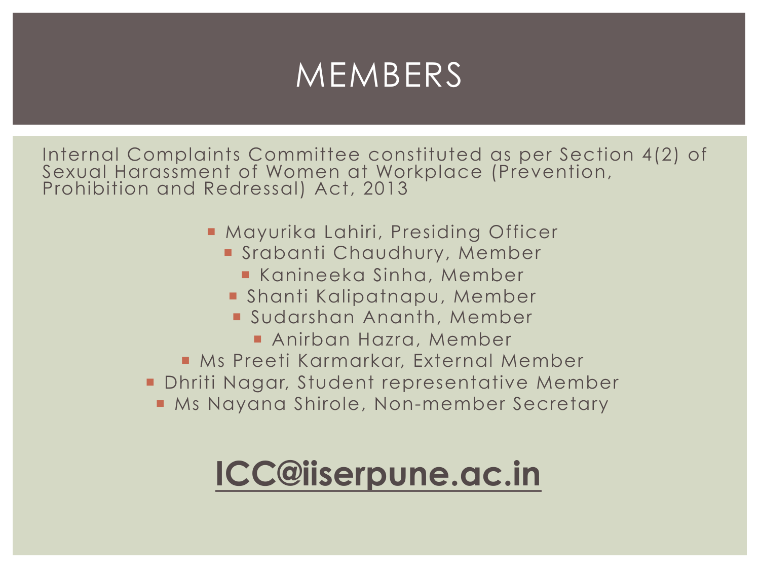# MEMBERS

Internal Complaints Committee constituted as per Section 4(2) of Sexual Harassment of Women at Workplace (Prevention, Prohibition and Redressal) Act, 2013

- Mayurika Lahiri, Presiding Officer
- Srabanti Chaudhury, Member
- Kanineeka Sinha, Member
- Shanti Kalipatnapu, Member
- Sudarshan Ananth, Member
- Anirban Hazra, Member
- Ms Preeti Karmarkar, External Member
- Dhriti Nagar, Student representative Member
- Ms Nayana Shirole, Non-member Secretary

**ICC@iiserpune.ac.in**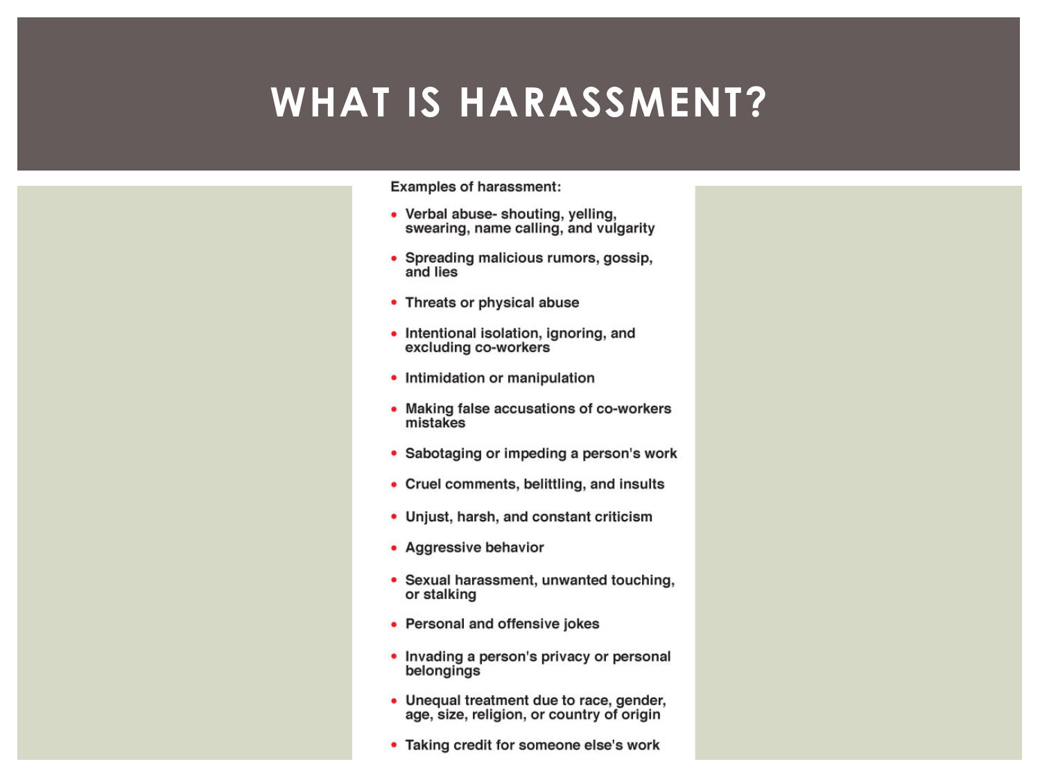# WHAT IS HARASSMENT?

Examples of harassment:

- Verbal abuse- shouting, yelling, swearing, name calling, and vulgarity
- Spreading malicious rumors, gossip, and lies
- Threats or physical abuse
- Intentional isolation, ignoring, and excluding co-workers
- Intimidation or manipulation
- Making false accusations of co-workers mistakes
- Sabotaging or impeding a person's work
- Cruel comments, belittling, and insults
- Unjust, harsh, and constant criticism
- Aggressive behavior
- Sexual harassment, unwanted touching, or stalking
- Personal and offensive jokes
- Invading a person's privacy or personal belongings
- Unequal treatment due to race, gender, age, size, religion, or country of origin
- Taking credit for someone else's work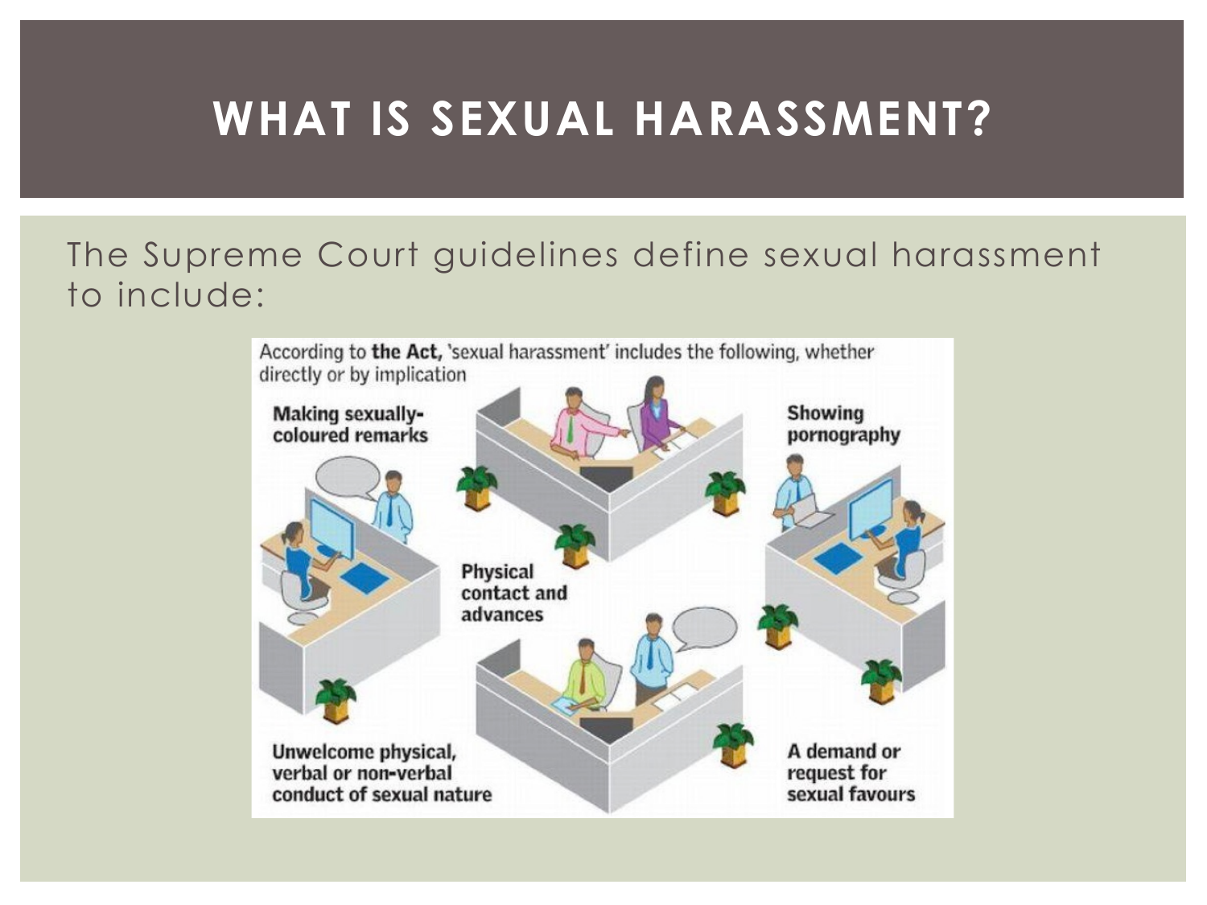# WHAT IS SEXUAL HARASSMENT?

The Supreme Court guidelines define sexual harassment to include:

According to **the Act,** 'sexual harassment' includes the following, whether directly or by implication

**Making sexually-coloured remarks**

**Showing pornography**

**Physical contact and advances**

**Unwelcome physical, verbal or non-verbal conduct of sexual nature**

**A demand or request for sexual favours**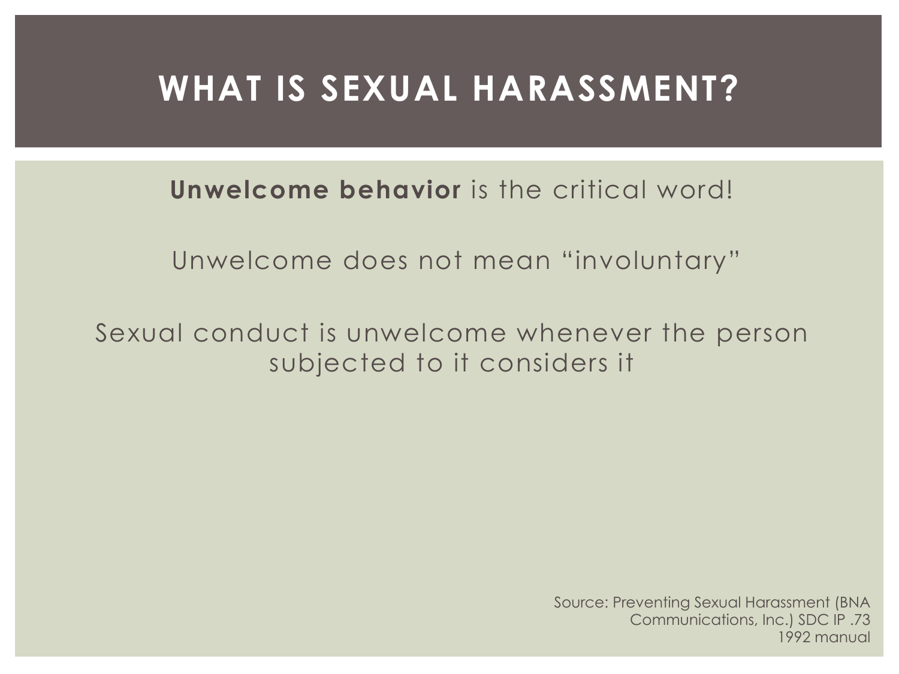# WHAT IS SEXUAL HARASSMENT?

**Unwelcome behavior** is the critical word!

Unwelcome does not mean "involuntary"

Sexual conduct is unwelcome whenever the person subjected to it considers it

Source: Preventing Sexual Harassment (BNA Communications, Inc.) SDC IP .73 1992 manual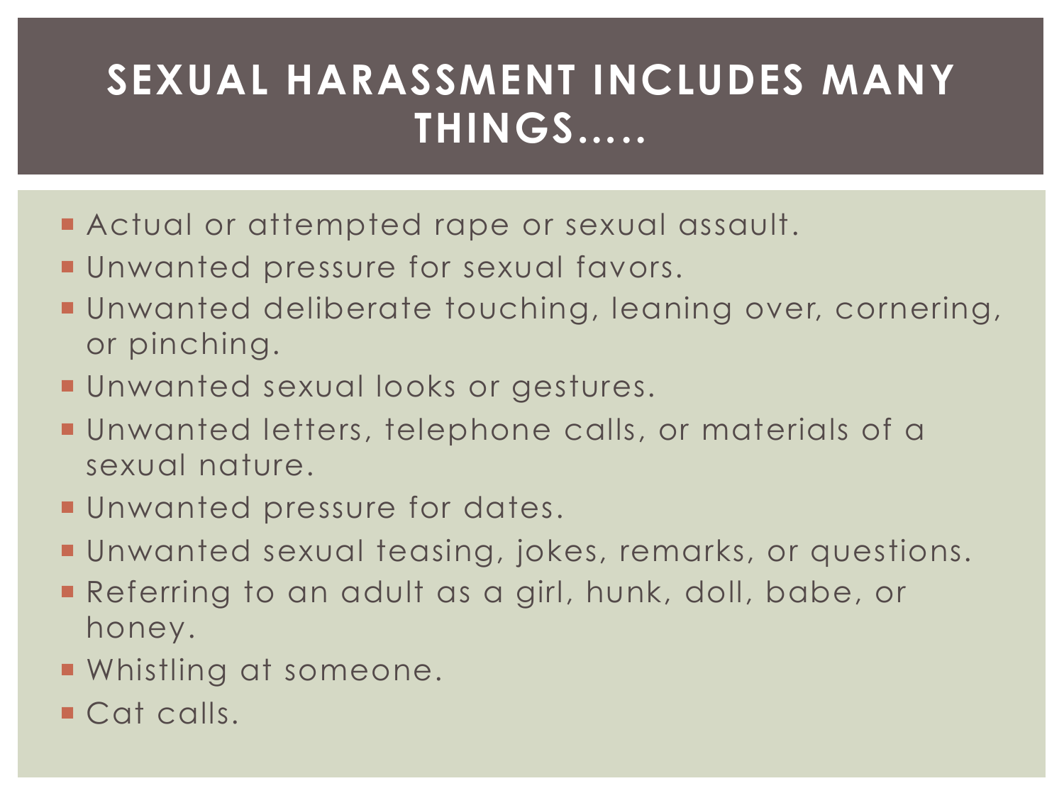# SEXUAL HARASSMENT INCLUDES MANY THINGS…..

- Actual or attempted rape or sexual assault.
- Unwanted pressure for sexual favors.
- Unwanted deliberate touching, leaning over, cornering, or pinching.
- Unwanted sexual looks or gestures.
- Unwanted letters, telephone calls, or materials of a sexual nature.
- Unwanted pressure for dates.
- Unwanted sexual teasing, jokes, remarks, or questions.
- Referring to an adult as a girl, hunk, doll, babe, or honey.
- Whistling at someone.
- Cat calls.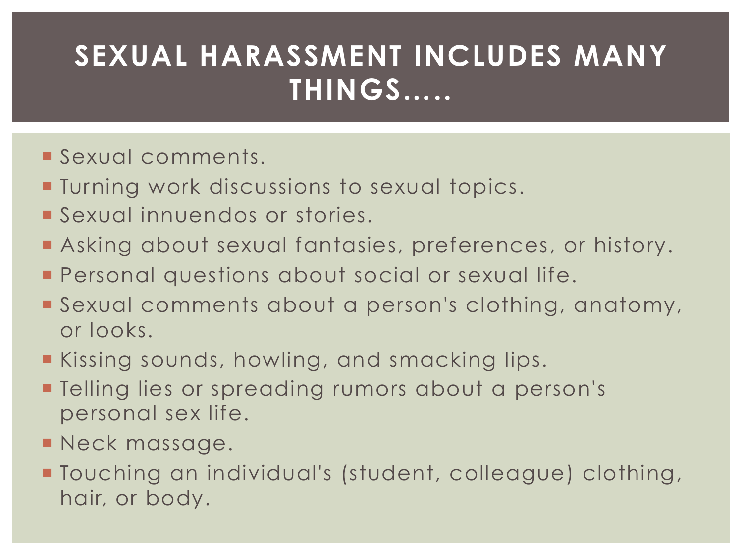# SEXUAL HARASSMENT INCLUDES MANY THINGS.....

- Sexual comments.
- Turning work discussions to sexual topics.
- Sexual innuendos or stories.
- Asking about sexual fantasies, preferences, or history.
- Personal questions about social or sexual life.
- Sexual comments about a person's clothing, anatomy, or looks.
- Kissing sounds, howling, and smacking lips.
- Telling lies or spreading rumors about a person's personal sex life.
- Neck massage.
- Touching an individual's (student, colleague) clothing, hair, or body.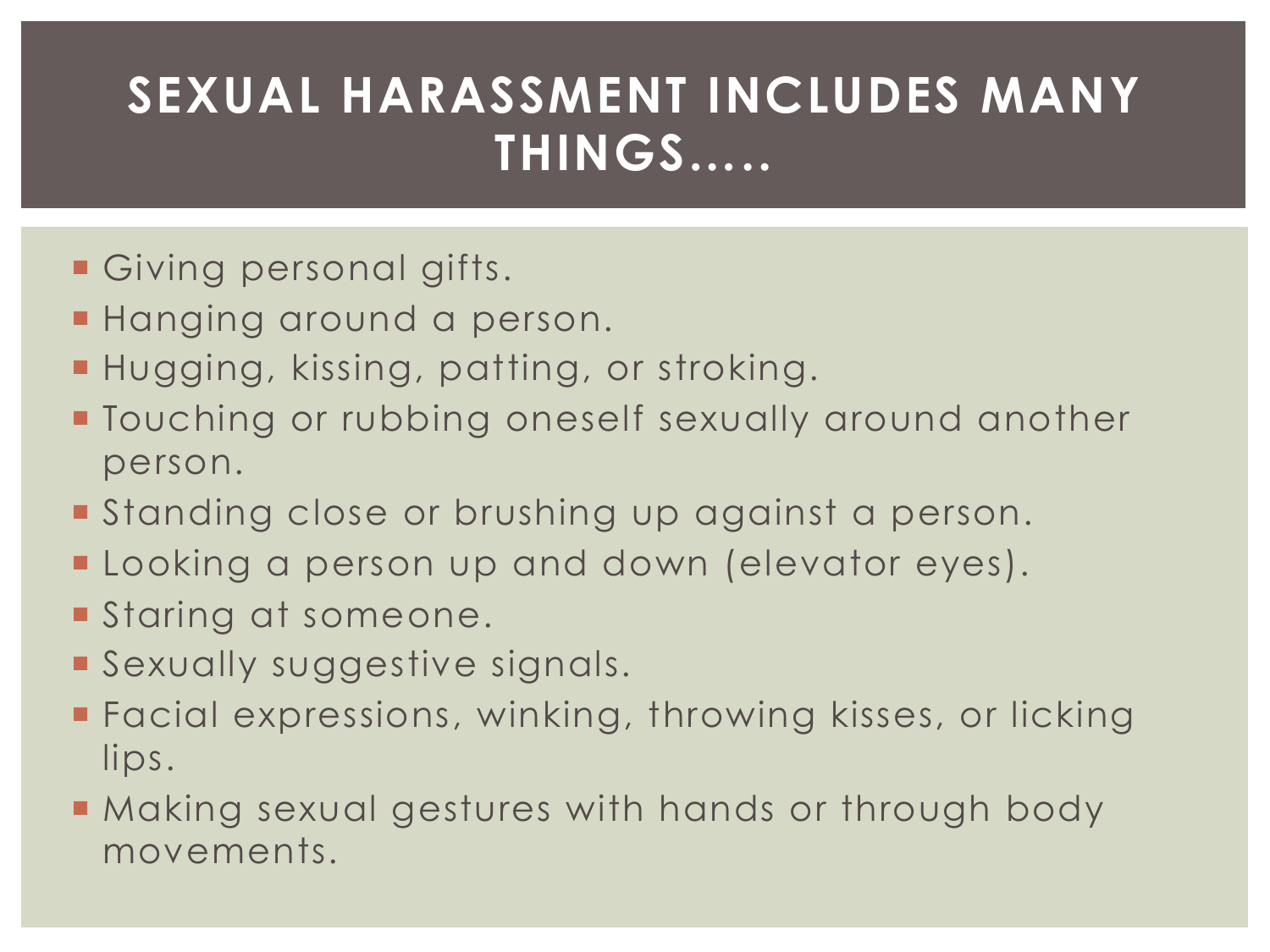# SEXUAL HARASSMENT INCLUDES MANY THINGS.....

- Giving personal gifts.
- Hanging around a person.
- Hugging, kissing, patting, or stroking.
- Touching or rubbing oneself sexually around another person.
- Standing close or brushing up against a person.
- Looking a person up and down (elevator eyes).
- Staring at someone.
- Sexually suggestive signals.
- Facial expressions, winking, throwing kisses, or licking lips.
- Making sexual gestures with hands or through body movements.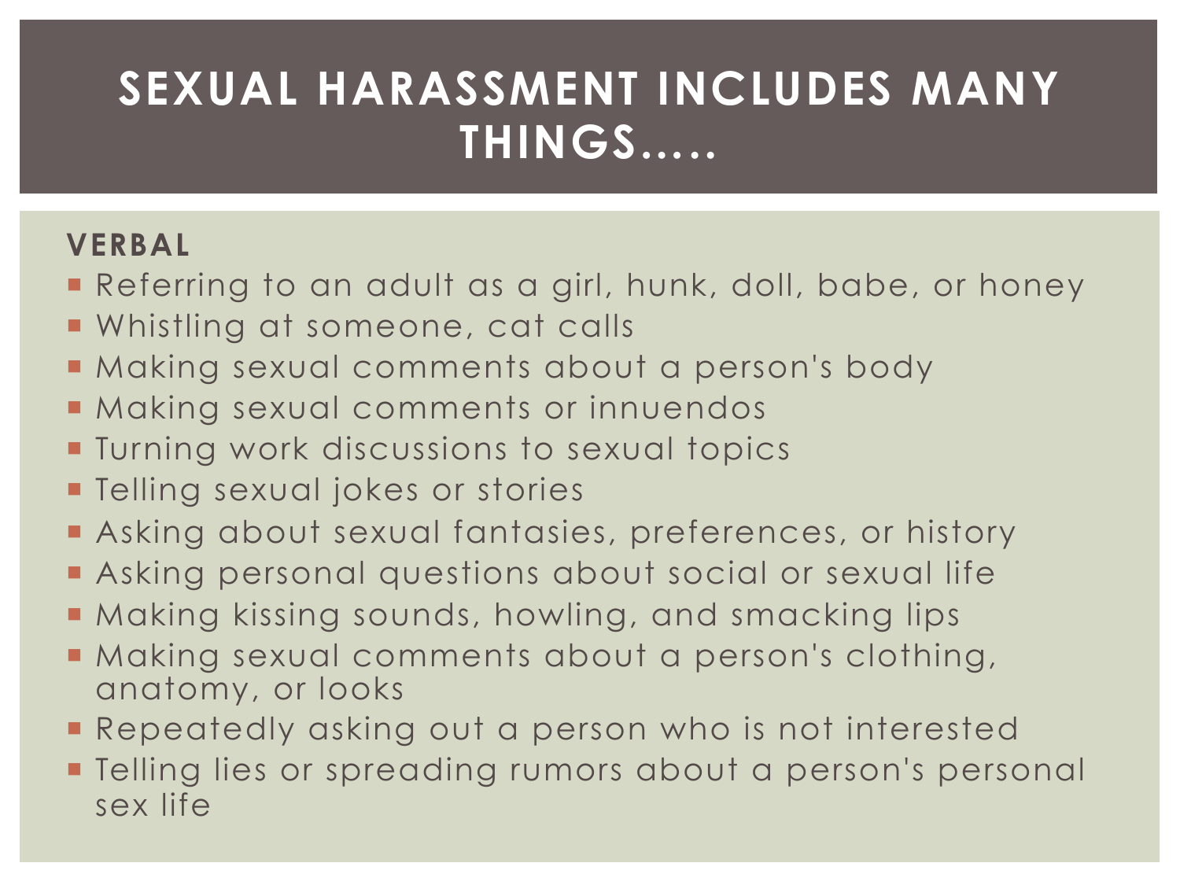# SEXUAL HARASSMENT INCLUDES MANY THINGS.....

**VERBAL**

- Referring to an adult as a girl, hunk, doll, babe, or honey
- Whistling at someone, cat calls
- Making sexual comments about a person's body
- Making sexual comments or innuendos
- Turning work discussions to sexual topics
- Telling sexual jokes or stories
- Asking about sexual fantasies, preferences, or history
- Asking personal questions about social or sexual life
- Making kissing sounds, howling, and smacking lips
- Making sexual comments about a person's clothing, anatomy, or looks
- Repeatedly asking out a person who is not interested
- Telling lies or spreading rumors about a person's personal sex life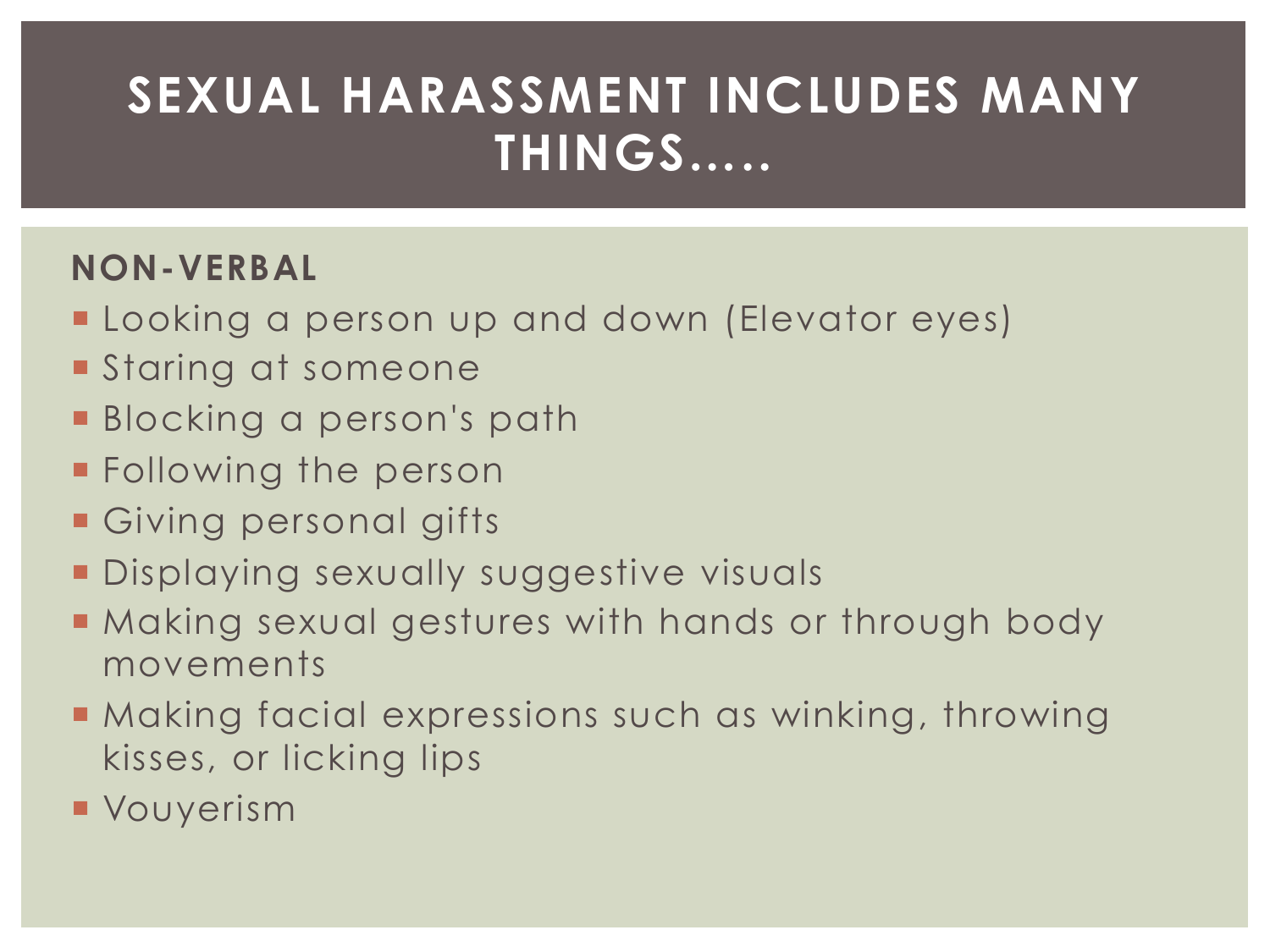# SEXUAL HARASSMENT INCLUDES MANY THINGS.....

**NON-VERBAL**

- Looking a person up and down (Elevator eyes)
- Staring at someone
- Blocking a person's path
- Following the person
- Giving personal gifts
- Displaying sexually suggestive visuals
- Making sexual gestures with hands or through body movements
- Making facial expressions such as winking, throwing kisses, or licking lips
- Vouyerism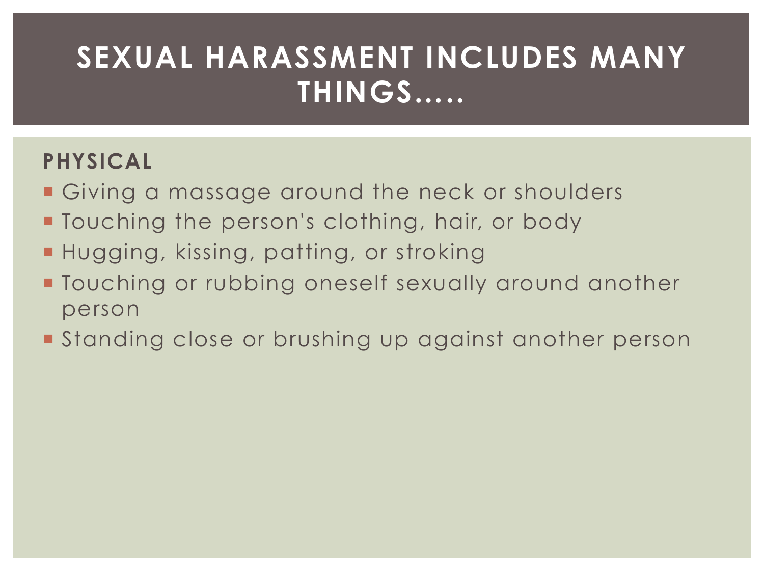# SEXUAL HARASSMENT INCLUDES MANY THINGS.....

**PHYSICAL**

- Giving a massage around the neck or shoulders
- Touching the person's clothing, hair, or body
- Hugging, kissing, patting, or stroking
- Touching or rubbing oneself sexually around another person
- Standing close or brushing up against another person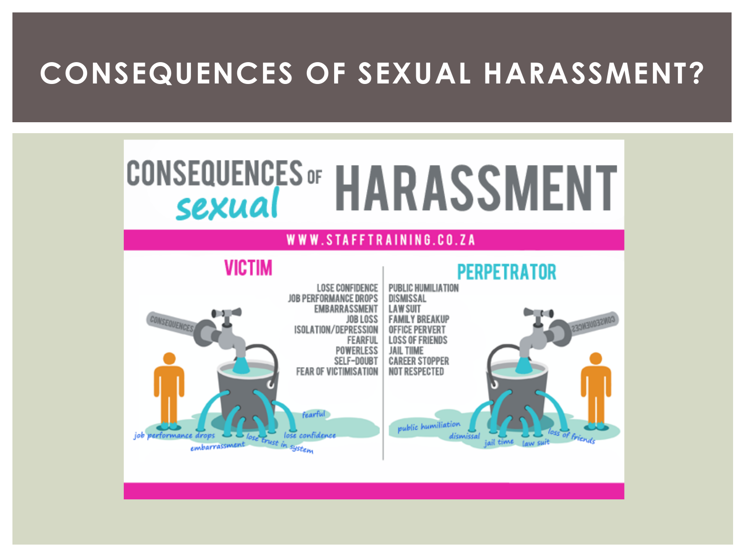# CONSEQUENCES OF SEXUAL HARASSMENT?

## CONSEQUENCES OF sexual HARASSMENT

WWW.STAFFTRAINING.CO.ZA

**VICTIM**

- LOSE CONFIDENCE
- JOB PERFORMANCE DROPS
- EMBARRASSMENT
- JOB LOSS
- ISOLATION/DEPRESSION
- FEARFUL
- POWERLESS
- SELF-DOUBT
- FEAR OF VICTIMISATION

**PERPETRATOR**

- PUBLIC HUMILIATION
- DISMISSAL
- LAW SUIT
- FAMILY BREAKUP
- OFFICE PERVERT
- LOSS OF FRIENDS
- JAIL TIME
- CAREER STOPPER
- NOT RESPECTED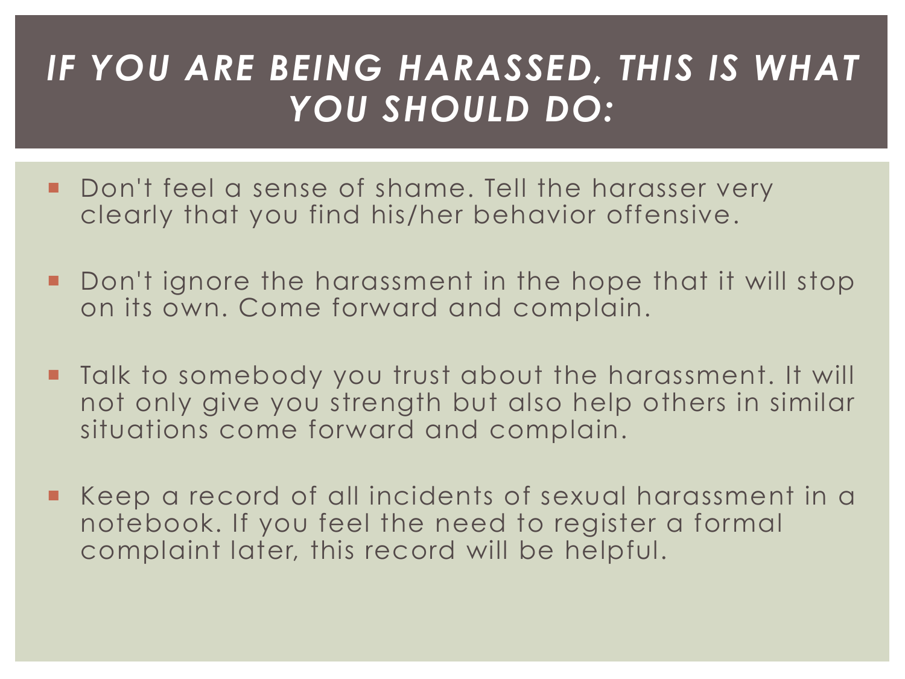# *IF YOU ARE BEING HARASSED, THIS IS WHAT YOU SHOULD DO:*

- Don't feel a sense of shame. Tell the harasser very clearly that you find his/her behavior offensive.
- Don't ignore the harassment in the hope that it will stop on its own. Come forward and complain.
- Talk to somebody you trust about the harassment. It will not only give you strength but also help others in similar situations come forward and complain.
- Keep a record of all incidents of sexual harassment in a notebook. If you feel the need to register a formal complaint later, this record will be helpful.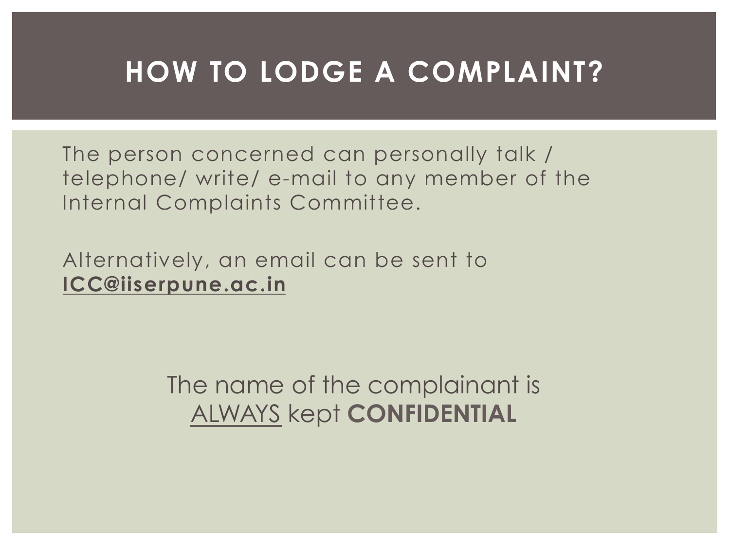# HOW TO LODGE A COMPLAINT?

The person concerned can personally talk / telephone/ write/ e-mail to any member of the Internal Complaints Committee.

Alternatively, an email can be sent to **ICC@iiserpune.ac.in**

The name of the complainant is ALWAYS kept **CONFIDENTIAL**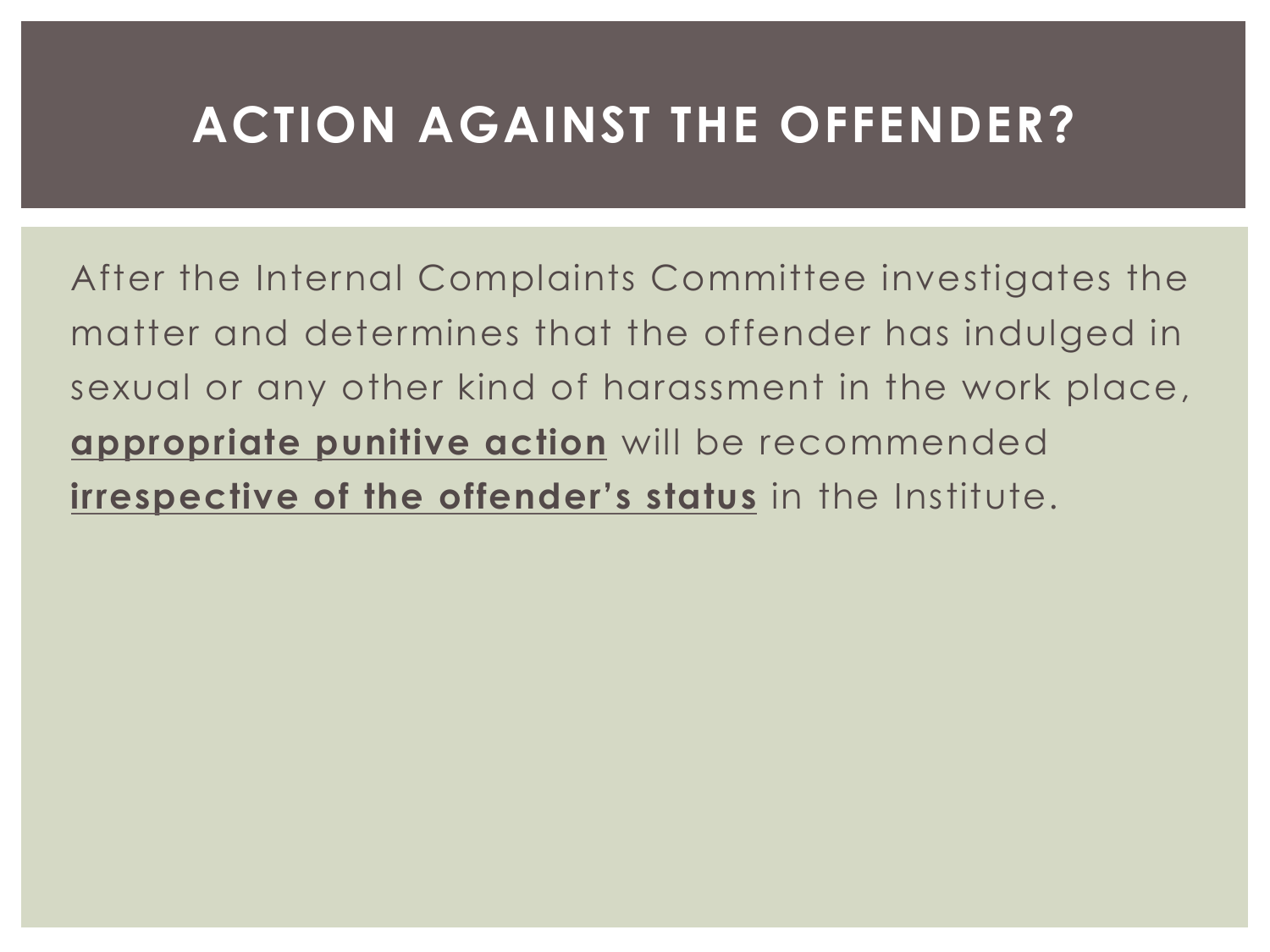# ACTION AGAINST THE OFFENDER?

After the Internal Complaints Committee investigates the matter and determines that the offender has indulged in sexual or any other kind of harassment in the work place, **appropriate punitive action** will be recommended **irrespective of the offender's status** in the Institute.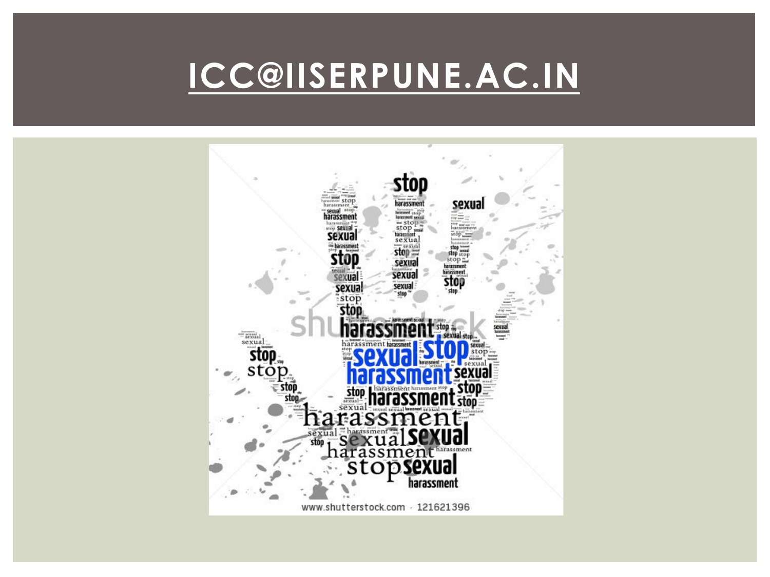# [ICC@IISERPUNE.AC.IN](mailto:ICC@IISERPUNE.AC.IN)